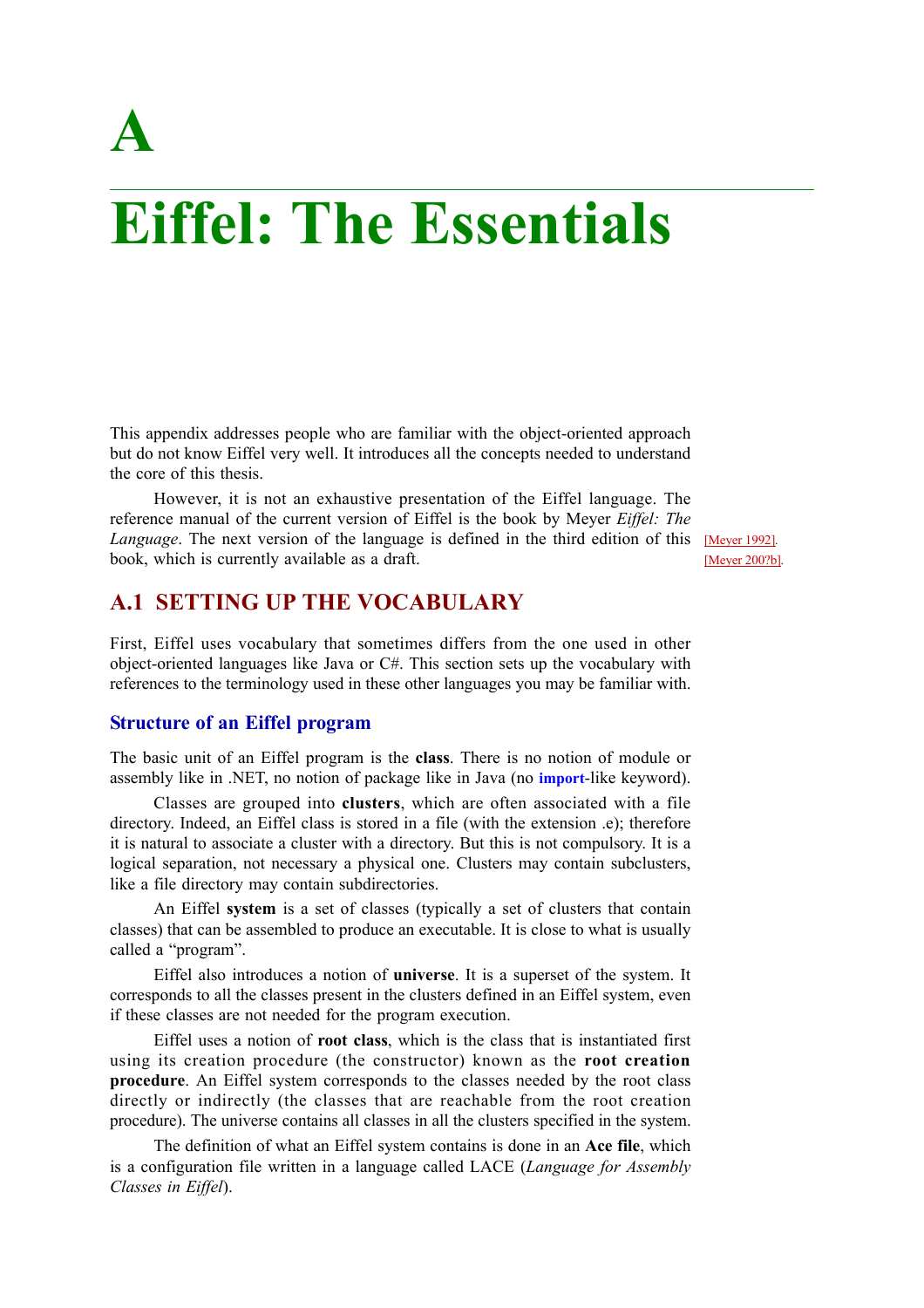# A

# Eiffel: The Essentials

This appendix addresses people who are familiar with the object-oriented approach but do not know Eiffel very well. It introduces all the concepts needed to understand the core of this thesis.

However, it is not an exhaustive presentation of the Eiffel language. The reference manual of the current version of Eiffel is the book by Meyer *Eiffel: The Language*. The next version of the language is defined in the third edition of this book, which is currently available as a draft.

[Meyer 1992]. [Meyer 200?b].

## A.1 SETTING UP THE VOCABULARY

First, Eiffel uses vocabulary that sometimes differs from the one used in other object-oriented languages like Java or C#. This section sets up the vocabulary with references to the terminology used in these other languages you may be familiar with.

### Structure of an Eiffel program

The basic unit of an Eiffel program is the **class**. There is no notion of module or assembly like in .NET, no notion of package like in Java (no **import**-like keyword).

Classes are grouped into **clusters**, which are often associated with a file directory. Indeed, an Eiffel class is stored in a file (with the extension .e); therefore it is natural to associate a cluster with a directory. But this is not compulsory. It is a logical separation, not necessary a physical one. Clusters may contain subclusters, like a file directory may contain subdirectories.

An Eiffel **system** is a set of classes (typically a set of clusters that contain classes) that can be assembled to produce an executable. It is close to what is usually called a "program".

Eiffel also introduces a notion of **universe**. It is a superset of the system. It corresponds to all the classes present in the clusters defined in an Eiffel system, even if these classes are not needed for the program execution.

Eiffel uses a notion of **root class**, which is the class that is instantiated first using its creation procedure (the constructor) known as the **root creation procedure**. An Eiffel system corresponds to the classes needed by the root class directly or indirectly (the classes that are reachable from the root creation procedure). The universe contains all classes in all the clusters specified in the system.

The definition of what an Eiffel system contains is done in an **Ace file**, which is a configuration file written in a language called LACE (*Language for Assembly Classes in Eiffel*).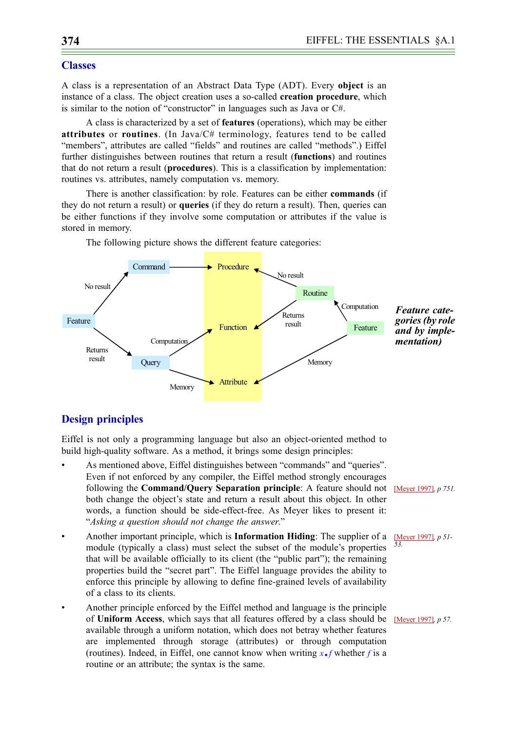## Classes

A class is a representation of an Abstract Data Type (ADT). Every **object** is an instance of a class. The object creation uses a so-called **creation procedure**, which is similar to the notion of "constructor" in languages such as Java or C#.

A class is characterized by a set of **features** (operations), which may be either **attributes** or **routines**. (In Java/C# terminology, features tend to be called "members", attributes are called "fields" and routines are called "methods".) Eiffel further distinguishes between routines that return a result (**functions**) and routines that do not return a result (**procedures**). This is a classification by implementation: routines vs. attributes, namely computation vs. memory.

There is another classification: by role. Features can be either **commands** (if they do not return a result) or **queries** (if they do return a result). Then, queries can be either functions if they involve some computation or attributes if the value is stored in memory.

The following picture shows the different feature categories:

Feature —No result→ Command → Procedure ←No result— Routine ←Computation— Feature

Feature —Returns result→ Query —Computation→ Function ←Returns result— Routine

Query —Memory→ Attribute ←Memory— Feature

*Feature categories (by role and by implementation)*

## Design principles

Eiffel is not only a programming language but also an object-oriented method to build high-quality software. As a method, it brings some design principles:

- As mentioned above, Eiffel distinguishes between "commands" and "queries". Even if not enforced by any compiler, the Eiffel method strongly encourages following the **Command/Query Separation principle**: A feature should not both change the object's state and return a result about this object. In other words, a function should be side-effect-free. As Meyer likes to present it: "*Asking a question should not change the answer.*" [Meyer 1997], *p 751.*
- Another important principle, which is **Information Hiding**: The supplier of a module (typically a class) must select the subset of the module's properties that will be available officially to its client (the "public part"); the remaining properties build the "secret part". The Eiffel language provides the ability to enforce this principle by allowing to define fine-grained levels of availability of a class to its clients. [Meyer 1997], *p 51-53.*
- Another principle enforced by the Eiffel method and language is the principle of **Uniform Access**, which says that all features offered by a class should be available through a uniform notation, which does not betray whether features are implemented through storage (attributes) or through computation (routines). Indeed, in Eiffel, one cannot know when writing *x.f* whether *f* is a routine or an attribute; the syntax is the same. [Meyer 1997], *p 57.*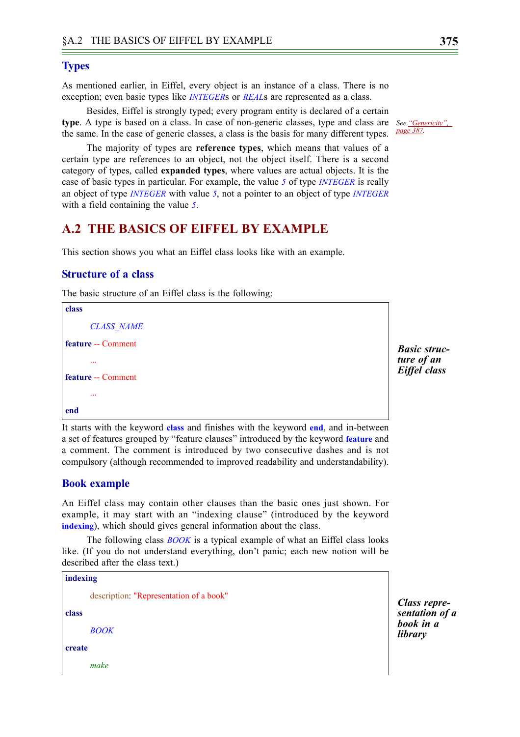### Types

As mentioned earlier, in Eiffel, every object is an instance of a class. There is no exception; even basic types like *INTEGER*s or *REAL*s are represented as a class.

Besides, Eiffel is strongly typed; every program entity is declared of a certain **type**. A type is based on a class. In case of non-generic classes, type and class are the same. In the case of generic classes, a class is the basis for many different types.

*See "Genericity", page 387.*

The majority of types are **reference types**, which means that values of a certain type are references to an object, not the object itself. There is a second category of types, called **expanded types**, where values are actual objects. It is the case of basic types in particular. For example, the value *5* of type *INTEGER* is really an object of type *INTEGER* with value *5*, not a pointer to an object of type *INTEGER* with a field containing the value *5*.

## A.2 THE BASICS OF EIFFEL BY EXAMPLE

This section shows you what an Eiffel class looks like with an example.

### Structure of a class

The basic structure of an Eiffel class is the following:

```
class
	CLASS_NAME
feature -- Comment
	...
feature -- Comment
	...
end
```

***Basic structure of an Eiffel class***

It starts with the keyword **class** and finishes with the keyword **end**, and in-between a set of features grouped by "feature clauses" introduced by the keyword **feature** and a comment. The comment is introduced by two consecutive dashes and is not compulsory (although recommended to improved readability and understandability).

### Book example

An Eiffel class may contain other clauses than the basic ones just shown. For example, it may start with an "indexing clause" (introduced by the keyword **indexing**), which should gives general information about the class.

The following class *BOOK* is a typical example of what an Eiffel class looks like. (If you do not understand everything, don't panic; each new notion will be described after the class text.)

```
indexing
	description: "Representation of a book"
class
	BOOK
create
	make
```

***Class representation of a book in a library***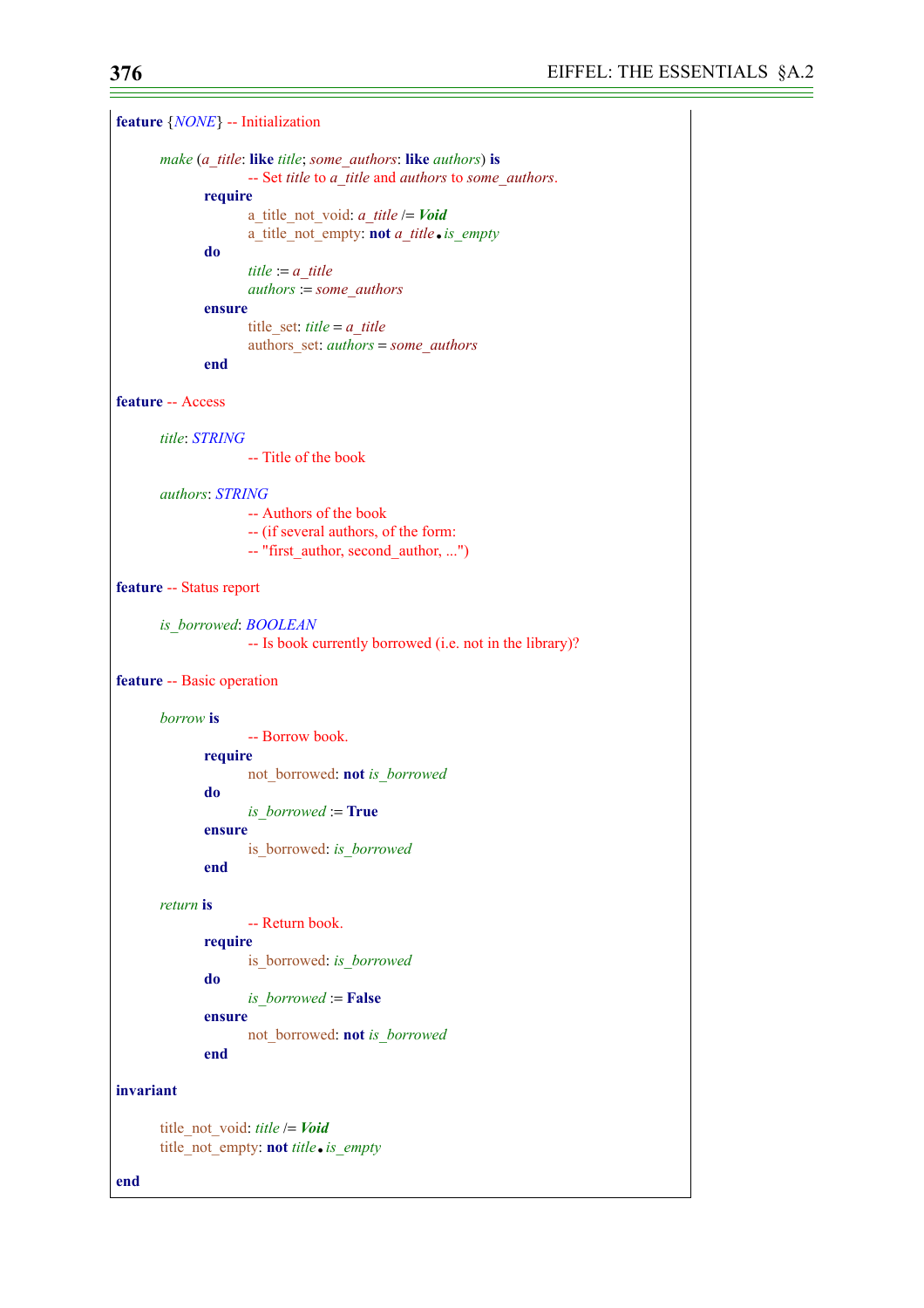```
feature {NONE} -- Initialization

	make (a_title: like title; some_authors: like authors) is
			-- Set title to a_title and authors to some_authors.
		require
			a_title_not_void: a_title /= Void
			a_title_not_empty: not a_title.is_empty
		do
			title := a_title
			authors := some_authors
		ensure
			title_set: title = a_title
			authors_set: authors = some_authors
		end

feature -- Access

	title: STRING
			-- Title of the book

	authors: STRING
			-- Authors of the book
			-- (if several authors, of the form:
			-- "first_author, second_author, ...")

feature -- Status report

	is_borrowed: BOOLEAN
			-- Is book currently borrowed (i.e. not in the library)?

feature -- Basic operation

	borrow is
			-- Borrow book.
		require
			not_borrowed: not is_borrowed
		do
			is_borrowed := True
		ensure
			is_borrowed: is_borrowed
		end

	return is
			-- Return book.
		require
			is_borrowed: is_borrowed
		do
			is_borrowed := False
		ensure
			not_borrowed: not is_borrowed
		end

invariant

	title_not_void: title /= Void
	title_not_empty: not title.is_empty

end
```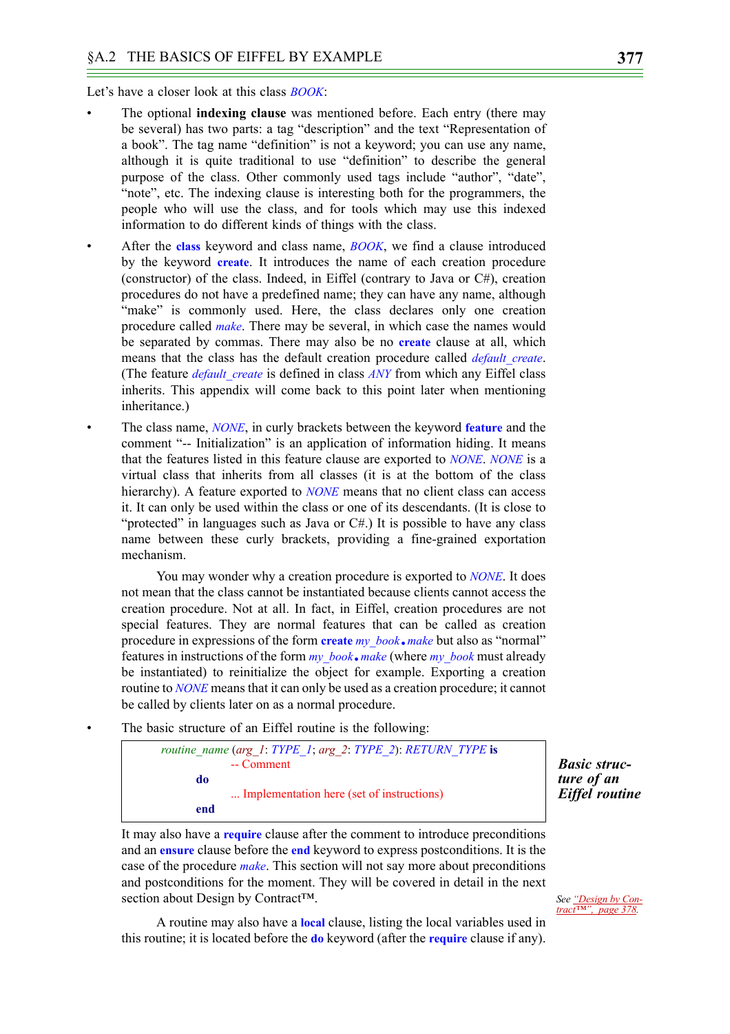Let's have a closer look at this class *BOOK*:

- The optional **indexing clause** was mentioned before. Each entry (there may be several) has two parts: a tag "description" and the text "Representation of a book". The tag name "definition" is not a keyword; you can use any name, although it is quite traditional to use "definition" to describe the general purpose of the class. Other commonly used tags include "author", "date", "note", etc. The indexing clause is interesting both for the programmers, the people who will use the class, and for tools which may use this indexed information to do different kinds of things with the class.

- After the **class** keyword and class name, *BOOK*, we find a clause introduced by the keyword **create**. It introduces the name of each creation procedure (constructor) of the class. Indeed, in Eiffel (contrary to Java or C#), creation procedures do not have a predefined name; they can have any name, although "make" is commonly used. Here, the class declares only one creation procedure called *make*. There may be several, in which case the names would be separated by commas. There may also be no **create** clause at all, which means that the class has the default creation procedure called *default_create*. (The feature *default_create* is defined in class *ANY* from which any Eiffel class inherits. This appendix will come back to this point later when mentioning inheritance.)

- The class name, *NONE*, in curly brackets between the keyword **feature** and the comment "-- Initialization" is an application of information hiding. It means that the features listed in this feature clause are exported to *NONE*. *NONE* is a virtual class that inherits from all classes (it is at the bottom of the class hierarchy). A feature exported to *NONE* means that no client class can access it. It can only be used within the class or one of its descendants. (It is close to "protected" in languages such as Java or C#.) It is possible to have any class name between these curly brackets, providing a fine-grained exportation mechanism.

  You may wonder why a creation procedure is exported to *NONE*. It does not mean that the class cannot be instantiated because clients cannot access the creation procedure. Not at all. In fact, in Eiffel, creation procedures are not special features. They are normal features that can be called as creation procedure in expressions of the form **create** *my_book*.*make* but also as "normal" features in instructions of the form *my_book*.*make* (where *my_book* must already be instantiated) to reinitialize the object for example. Exporting a creation routine to *NONE* means that it can only be used as a creation procedure; it cannot be called by clients later on as a normal procedure.

- The basic structure of an Eiffel routine is the following:

```
routine_name (arg_1: TYPE_1; arg_2: TYPE_2): RETURN_TYPE is
        -- Comment
    do
        ... Implementation here (set of instructions)
    end
```

***Basic structure of an Eiffel routine***

  It may also have a **require** clause after the comment to introduce preconditions and an **ensure** clause before the **end** keyword to express postconditions. It is the case of the procedure *make*. This section will not say more about preconditions and postconditions for the moment. They will be covered in detail in the next section about Design by Contract™.

  *See "Design by Contract™", page 378.*

  A routine may also have a **local** clause, listing the local variables used in this routine; it is located before the **do** keyword (after the **require** clause if any).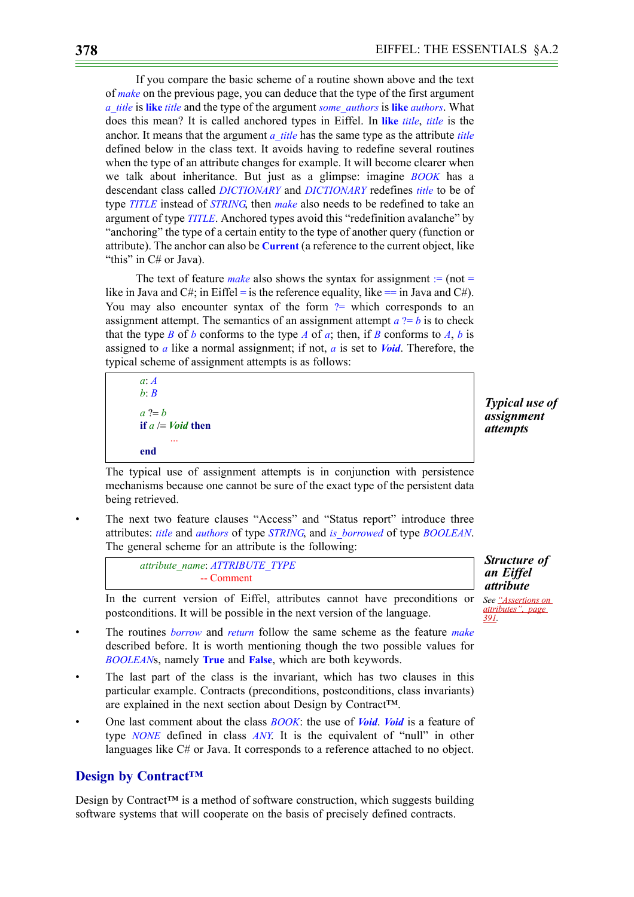If you compare the basic scheme of a routine shown above and the text of *make* on the previous page, you can deduce that the type of the first argument *a_title* is **like** *title* and the type of the argument *some_authors* is **like** *authors*. What does this mean? It is called anchored types in Eiffel. In **like** *title*, *title* is the anchor. It means that the argument *a_title* has the same type as the attribute *title* defined below in the class text. It avoids having to redefine several routines when the type of an attribute changes for example. It will become clearer when we talk about inheritance. But just as a glimpse: imagine *BOOK* has a descendant class called *DICTIONARY* and *DICTIONARY* redefines *title* to be of type *TITLE* instead of *STRING*, then *make* also needs to be redefined to take an argument of type *TITLE*. Anchored types avoid this "redefinition avalanche" by "anchoring" the type of a certain entity to the type of another query (function or attribute). The anchor can also be **Current** (a reference to the current object, like "this" in C# or Java).

The text of feature *make* also shows the syntax for assignment := (not = like in Java and C#; in Eiffel = is the reference equality, like == in Java and C#). You may also encounter syntax of the form ?= which corresponds to an assignment attempt. The semantics of an assignment attempt *a* ?= *b* is to check that the type *B* of *b* conforms to the type *A* of *a*; then, if *B* conforms to *A*, *b* is assigned to *a* like a normal assignment; if not, *a* is set to ***Void***. Therefore, the typical scheme of assignment attempts is as follows:

***Typical use of assignment attempts***

```
a: A
b: B

a ?= b
if a /= Void then
        ...
end
```

The typical use of assignment attempts is in conjunction with persistence mechanisms because one cannot be sure of the exact type of the persistent data being retrieved.

- The next two feature clauses "Access" and "Status report" introduce three attributes: *title* and *authors* of type *STRING*, and *is_borrowed* of type *BOOLEAN*. The general scheme for an attribute is the following:

***Structure of an Eiffel attribute***

```
attribute_name: ATTRIBUTE_TYPE
        -- Comment
```

In the current version of Eiffel, attributes cannot have preconditions or postconditions. It will be possible in the next version of the language.

*See "Assertions on attributes", page 391.*

- The routines *borrow* and *return* follow the same scheme as the feature *make* described before. It is worth mentioning though the two possible values for *BOOLEAN*s, namely **True** and **False**, which are both keywords.
- The last part of the class is the invariant, which has two clauses in this particular example. Contracts (preconditions, postconditions, class invariants) are explained in the next section about Design by Contract™.
- One last comment about the class *BOOK*: the use of ***Void***. ***Void*** is a feature of type *NONE* defined in class *ANY*. It is the equivalent of "null" in other languages like C# or Java. It corresponds to a reference attached to no object.

## Design by Contract™

Design by Contract™ is a method of software construction, which suggests building software systems that will cooperate on the basis of precisely defined contracts.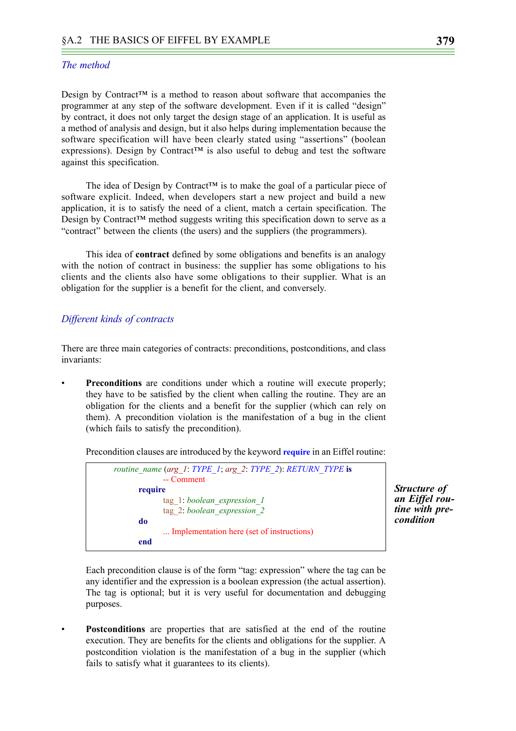## The method

Design by Contract™ is a method to reason about software that accompanies the programmer at any step of the software development. Even if it is called “design” by contract, it does not only target the design stage of an application. It is useful as a method of analysis and design, but it also helps during implementation because the software specification will have been clearly stated using “assertions” (boolean expressions). Design by Contract™ is also useful to debug and test the software against this specification.

The idea of Design by Contract™ is to make the goal of a particular piece of software explicit. Indeed, when developers start a new project and build a new application, it is to satisfy the need of a client, match a certain specification. The Design by Contract™ method suggests writing this specification down to serve as a “contract” between the clients (the users) and the suppliers (the programmers).

This idea of **contract** defined by some obligations and benefits is an analogy with the notion of contract in business: the supplier has some obligations to his clients and the clients also have some obligations to their supplier. What is an obligation for the supplier is a benefit for the client, and conversely.

## Different kinds of contracts

There are three main categories of contracts: preconditions, postconditions, and class invariants:

- **Preconditions** are conditions under which a routine will execute properly; they have to be satisfied by the client when calling the routine. They are an obligation for the clients and a benefit for the supplier (which can rely on them). A precondition violation is the manifestation of a bug in the client (which fails to satisfy the precondition).

  Precondition clauses are introduced by the keyword **require** in an Eiffel routine:

  ```
  routine_name (arg_1: TYPE_1; arg_2: TYPE_2): RETURN_TYPE is
              -- Comment
          require
              tag_1: boolean_expression_1
              tag_2: boolean_expression_2
          do
              ... Implementation here (set of instructions)
          end
  ```

  ***Structure of an Eiffel routine with precondition***

  Each precondition clause is of the form “tag: expression” where the tag can be any identifier and the expression is a boolean expression (the actual assertion). The tag is optional; but it is very useful for documentation and debugging purposes.

- **Postconditions** are properties that are satisfied at the end of the routine execution. They are benefits for the clients and obligations for the supplier. A postcondition violation is the manifestation of a bug in the supplier (which fails to satisfy what it guarantees to its clients).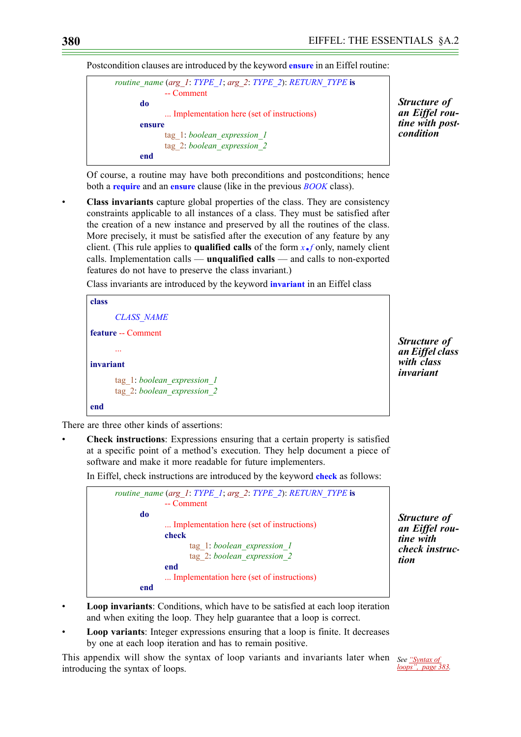Postcondition clauses are introduced by the keyword **ensure** in an Eiffel routine:

```
routine_name (arg_1: TYPE_1; arg_2: TYPE_2): RETURN_TYPE is
            -- Comment
        do
            ... Implementation here (set of instructions)
        ensure
            tag_1: boolean_expression_1
            tag_2: boolean_expression_2
        end
```

***Structure of an Eiffel routine with postcondition***

Of course, a routine may have both preconditions and postconditions; hence both a **require** and an **ensure** clause (like in the previous *BOOK* class).

- **Class invariants** capture global properties of the class. They are consistency constraints applicable to all instances of a class. They must be satisfied after the creation of a new instance and preserved by all the routines of the class. More precisely, it must be satisfied after the execution of any feature by any client. (This rule applies to **qualified calls** of the form *x.f* only, namely client calls. Implementation calls — **unqualified calls** — and calls to non-exported features do not have to preserve the class invariant.)

  Class invariants are introduced by the keyword **invariant** in an Eiffel class

```
class
    CLASS_NAME
feature -- Comment
    ...
invariant
    tag_1: boolean_expression_1
    tag_2: boolean_expression_2
end
```

***Structure of an Eiffel class with class invariant***

There are three other kinds of assertions:

- **Check instructions**: Expressions ensuring that a certain property is satisfied at a specific point of a method's execution. They help document a piece of software and make it more readable for future implementers.

  In Eiffel, check instructions are introduced by the keyword **check** as follows:

```
routine_name (arg_1: TYPE_1; arg_2: TYPE_2): RETURN_TYPE is
            -- Comment
        do
            ... Implementation here (set of instructions)
            check
                tag_1: boolean_expression_1
                tag_2: boolean_expression_2
            end
            ... Implementation here (set of instructions)
        end
```

***Structure of an Eiffel routine with check instruction***

- **Loop invariants**: Conditions, which have to be satisfied at each loop iteration and when exiting the loop. They help guarantee that a loop is correct.
- **Loop variants**: Integer expressions ensuring that a loop is finite. It decreases by one at each loop iteration and has to remain positive.

This appendix will show the syntax of loop variants and invariants later when introducing the syntax of loops.

*See "Syntax of loops", page 383.*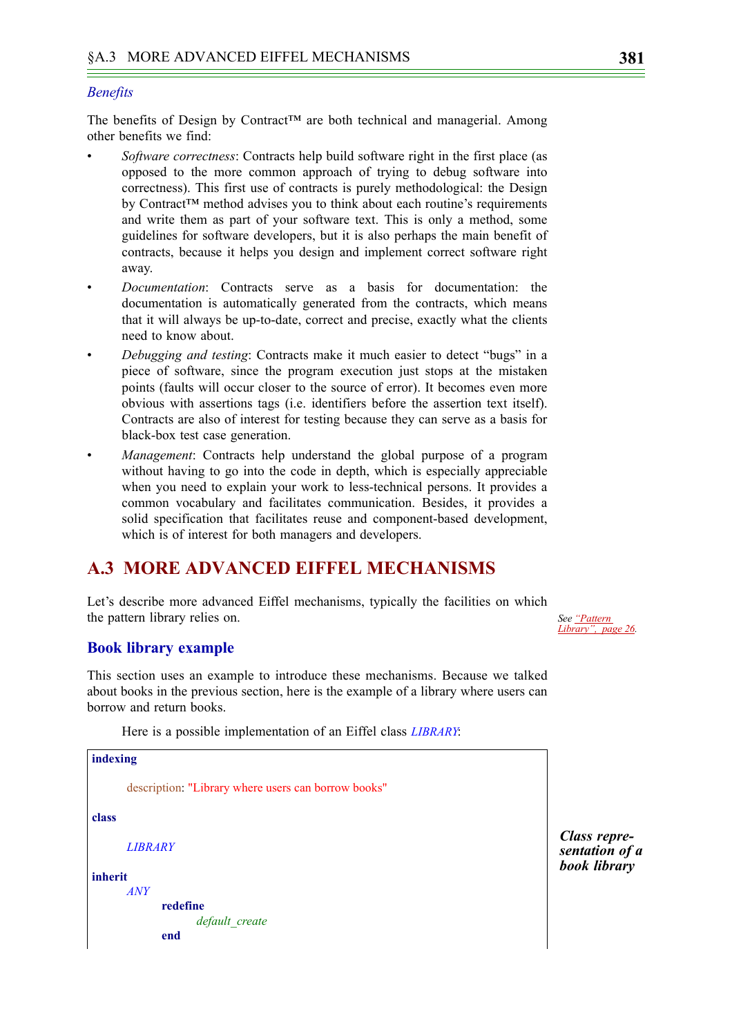*Benefits*

The benefits of Design by Contract™ are both technical and managerial. Among other benefits we find:

- *Software correctness*: Contracts help build software right in the first place (as opposed to the more common approach of trying to debug software into correctness). This first use of contracts is purely methodological: the Design by Contract™ method advises you to think about each routine's requirements and write them as part of your software text. This is only a method, some guidelines for software developers, but it is also perhaps the main benefit of contracts, because it helps you design and implement correct software right away.
- *Documentation*: Contracts serve as a basis for documentation: the documentation is automatically generated from the contracts, which means that it will always be up-to-date, correct and precise, exactly what the clients need to know about.
- *Debugging and testing*: Contracts make it much easier to detect "bugs" in a piece of software, since the program execution just stops at the mistaken points (faults will occur closer to the source of error). It becomes even more obvious with assertions tags (i.e. identifiers before the assertion text itself). Contracts are also of interest for testing because they can serve as a basis for black-box test case generation.
- *Management*: Contracts help understand the global purpose of a program without having to go into the code in depth, which is especially appreciable when you need to explain your work to less-technical persons. It provides a common vocabulary and facilitates communication. Besides, it provides a solid specification that facilitates reuse and component-based development, which is of interest for both managers and developers.

## A.3 MORE ADVANCED EIFFEL MECHANISMS

Let's describe more advanced Eiffel mechanisms, typically the facilities on which the pattern library relies on.

*See "Pattern Library", page 26.*

### Book library example

This section uses an example to introduce these mechanisms. Because we talked about books in the previous section, here is the example of a library where users can borrow and return books.

Here is a possible implementation of an Eiffel class *LIBRARY*:

*Class representation of a book library*

```
indexing
    description: "Library where users can borrow books"

class
    LIBRARY

inherit
    ANY
        redefine
            default_create
        end
```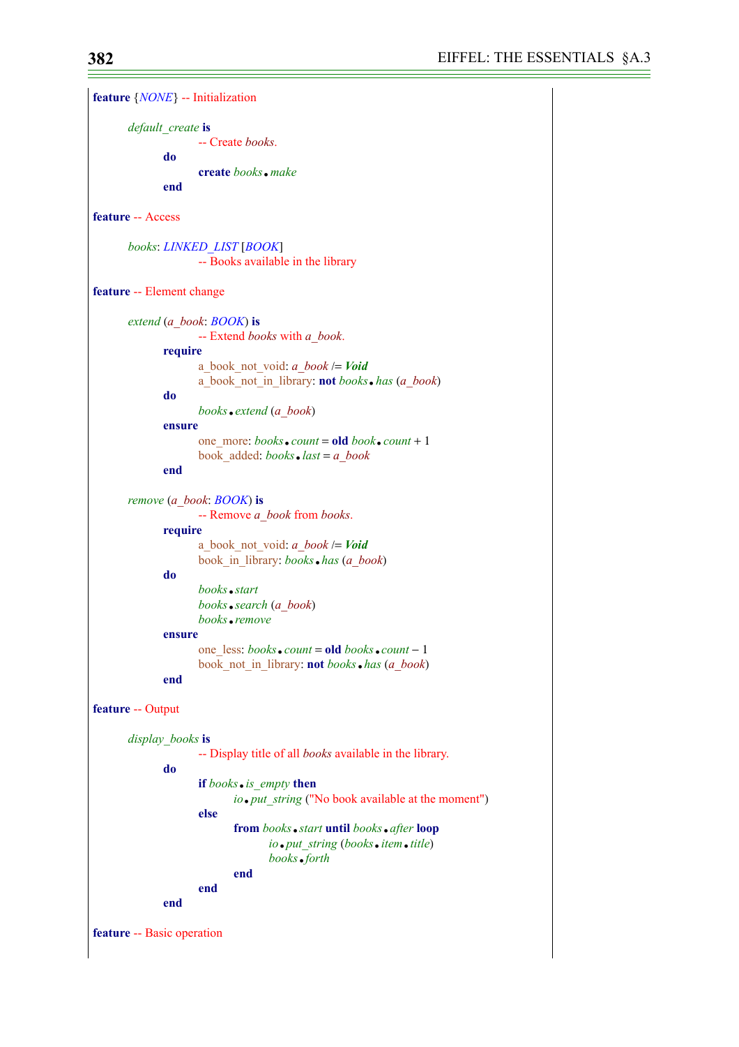```
feature {NONE} -- Initialization

	default_create is
			-- Create books.
		do
			create books.make
		end

feature -- Access

	books: LINKED_LIST [BOOK]
			-- Books available in the library

feature -- Element change

	extend (a_book: BOOK) is
			-- Extend books with a_book.
		require
			a_book_not_void: a_book /= Void
			a_book_not_in_library: not books.has (a_book)
		do
			books.extend (a_book)
		ensure
			one_more: books.count = old book.count + 1
			book_added: books.last = a_book
		end

	remove (a_book: BOOK) is
			-- Remove a_book from books.
		require
			a_book_not_void: a_book /= Void
			book_in_library: books.has (a_book)
		do
			books.start
			books.search (a_book)
			books.remove
		ensure
			one_less: books.count = old books.count − 1
			book_not_in_library: not books.has (a_book)
		end

feature -- Output

	display_books is
			-- Display title of all books available in the library.
		do
			if books.is_empty then
				io.put_string ("No book available at the moment")
			else
				from books.start until books.after loop
					io.put_string (books.item.title)
					books.forth
				end
			end
		end

feature -- Basic operation
```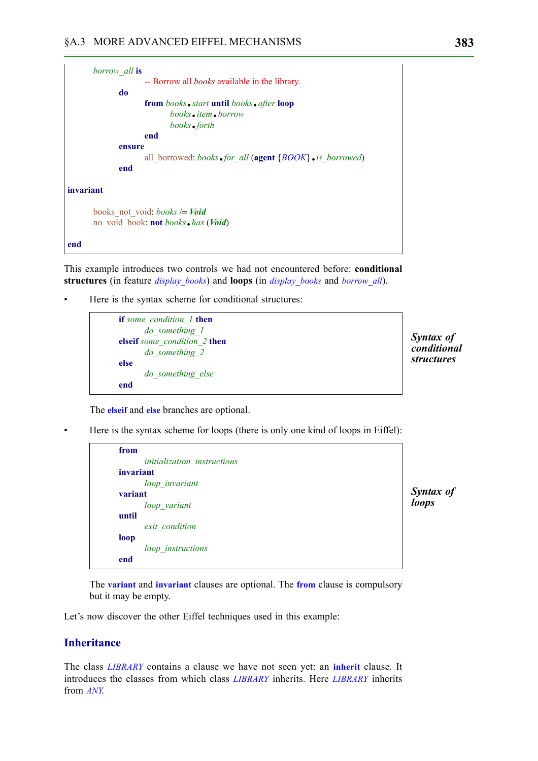```
		borrow_all is
				-- Borrow all books available in the library.
			do
				from books.start until books.after loop
					books.item.borrow
					books.forth
				end
			ensure
				all_borrowed: books.for_all (agent {BOOK}.is_borrowed)
			end

invariant

		books_not_void: books /= Void
		no_void_book: not books.has (Void)

end
```

This example introduces two controls we had not encountered before: **conditional structures** (in feature *display_books*) and **loops** (in *display_books* and *borrow_all*).

- Here is the syntax scheme for conditional structures:

```
if some_condition_1 then
	do_something_1
elseif some_condition_2 then
	do_something_2
else
	do_something_else
end
```

***Syntax of conditional structures***

The **elseif** and **else** branches are optional.

- Here is the syntax scheme for loops (there is only one kind of loops in Eiffel):

```
from
	initialization_instructions
invariant
	loop_invariant
variant
	loop_variant
until
	exit_condition
loop
	loop_instructions
end
```

***Syntax of loops***

The **variant** and **invariant** clauses are optional. The **from** clause is compulsory but it may be empty.

Let's now discover the other Eiffel techniques used in this example:

## Inheritance

The class *LIBRARY* contains a clause we have not seen yet: an **inherit** clause. It introduces the classes from which class *LIBRARY* inherits. Here *LIBRARY* inherits from *ANY*.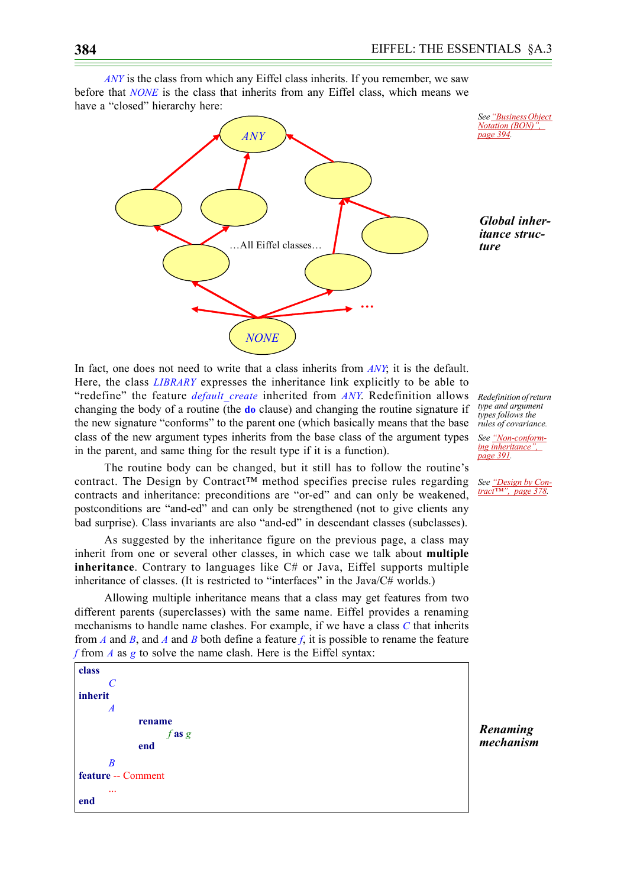*ANY* is the class from which any Eiffel class inherits. If you remember, we saw before that *NONE* is the class that inherits from any Eiffel class, which means we have a "closed" hierarchy here:

See "Business Object Notation (BON)", page 394.

ANY

…All Eiffel classes…

NONE

**Global inheritance structure**

In fact, one does not need to write that a class inherits from *ANY*; it is the default. Here, the class *LIBRARY* expresses the inheritance link explicitly to be able to "redefine" the feature *default_create* inherited from *ANY*. Redefinition allows changing the body of a routine (the **do** clause) and changing the routine signature if the new signature "conforms" to the parent one (which basically means that the base class of the new argument types inherits from the base class of the argument types in the parent, and same thing for the result type if it is a function).

*Redefinition of return type and argument types follows the rules of covariance.*

See "Non-conforming inheritance", page 391.

The routine body can be changed, but it still has to follow the routine's contract. The Design by Contract™ method specifies precise rules regarding contracts and inheritance: preconditions are "or-ed" and can only be weakened, postconditions are "and-ed" and can only be strengthened (not to give clients any bad surprise). Class invariants are also "and-ed" in descendant classes (subclasses).

See "Design by Contract™", page 378.

As suggested by the inheritance figure on the previous page, a class may inherit from one or several other classes, in which case we talk about **multiple inheritance**. Contrary to languages like C# or Java, Eiffel supports multiple inheritance of classes. (It is restricted to "interfaces" in the Java/C# worlds.)

Allowing multiple inheritance means that a class may get features from two different parents (superclasses) with the same name. Eiffel provides a renaming mechanisms to handle name clashes. For example, if we have a class *C* that inherits from *A* and *B*, and *A* and *B* both define a feature *f*, it is possible to rename the feature *f* from *A* as *g* to solve the name clash. Here is the Eiffel syntax:

```
class
    C
inherit
    A
        rename
            f as g
        end
    B
feature -- Comment
    ...
end
```

**Renaming mechanism**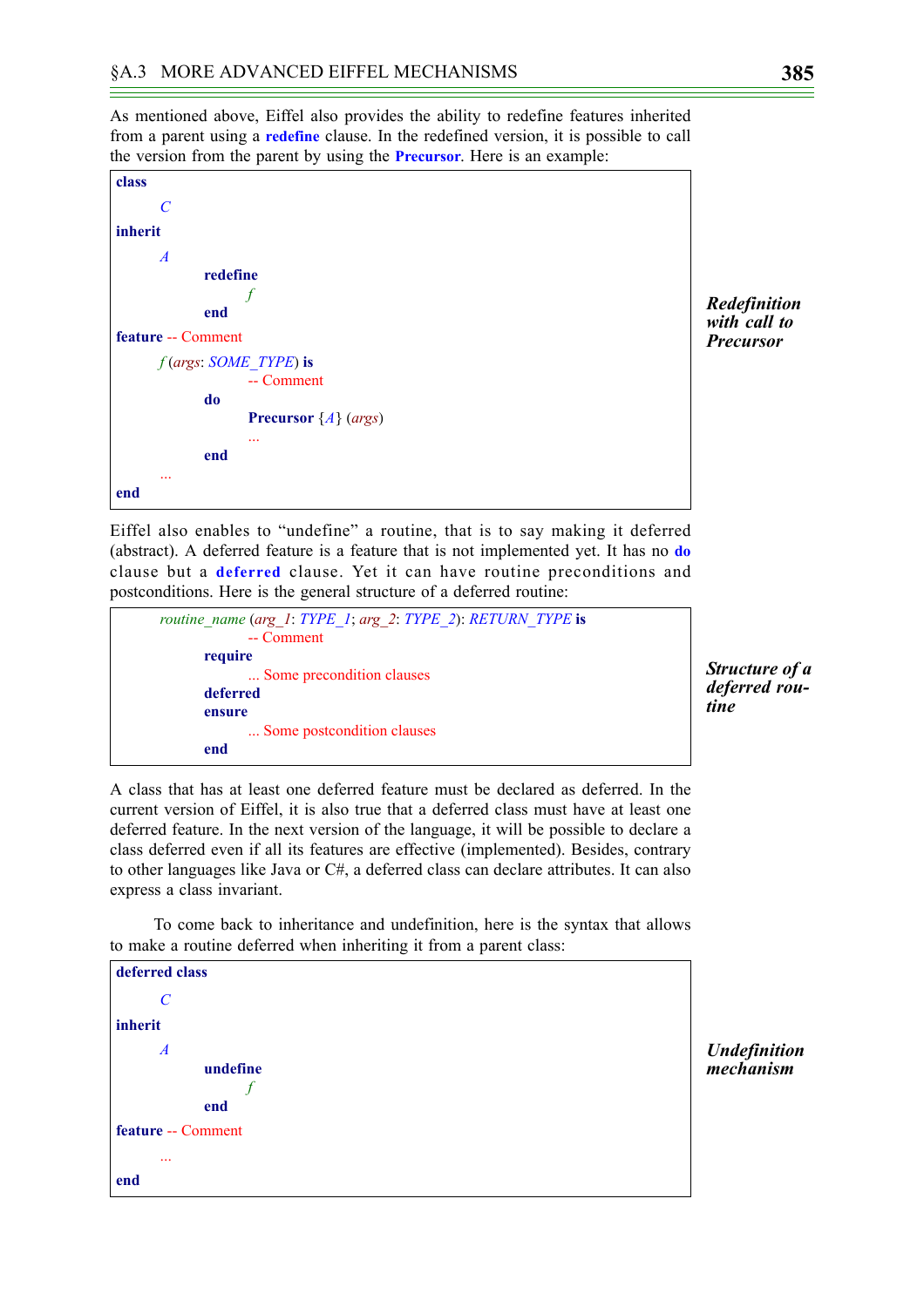As mentioned above, Eiffel also provides the ability to redefine features inherited from a parent using a **redefine** clause. In the redefined version, it is possible to call the version from the parent by using the **Precursor**. Here is an example:

*Redefinition with call to Precursor*

```
class
    C
inherit
    A
        redefine
            f
        end
feature -- Comment
    f (args: SOME_TYPE) is
            -- Comment
        do
            Precursor {A} (args)
            ...
        end
    ...
end
```

Eiffel also enables to "undefine" a routine, that is to say making it deferred (abstract). A deferred feature is a feature that is not implemented yet. It has no **do** clause but a **deferred** clause. Yet it can have routine preconditions and postconditions. Here is the general structure of a deferred routine:

*Structure of a deferred routine*

```
    routine_name (arg_1: TYPE_1; arg_2: TYPE_2): RETURN_TYPE is
            -- Comment
        require
            ... Some precondition clauses
        deferred
        ensure
            ... Some postcondition clauses
        end
```

A class that has at least one deferred feature must be declared as deferred. In the current version of Eiffel, it is also true that a deferred class must have at least one deferred feature. In the next version of the language, it will be possible to declare a class deferred even if all its features are effective (implemented). Besides, contrary to other languages like Java or C#, a deferred class can declare attributes. It can also express a class invariant.

To come back to inheritance and undefinition, here is the syntax that allows to make a routine deferred when inheriting it from a parent class:

*Undefinition mechanism*

```
deferred class
    C
inherit
    A
        undefine
            f
        end
feature -- Comment
    ...
end
```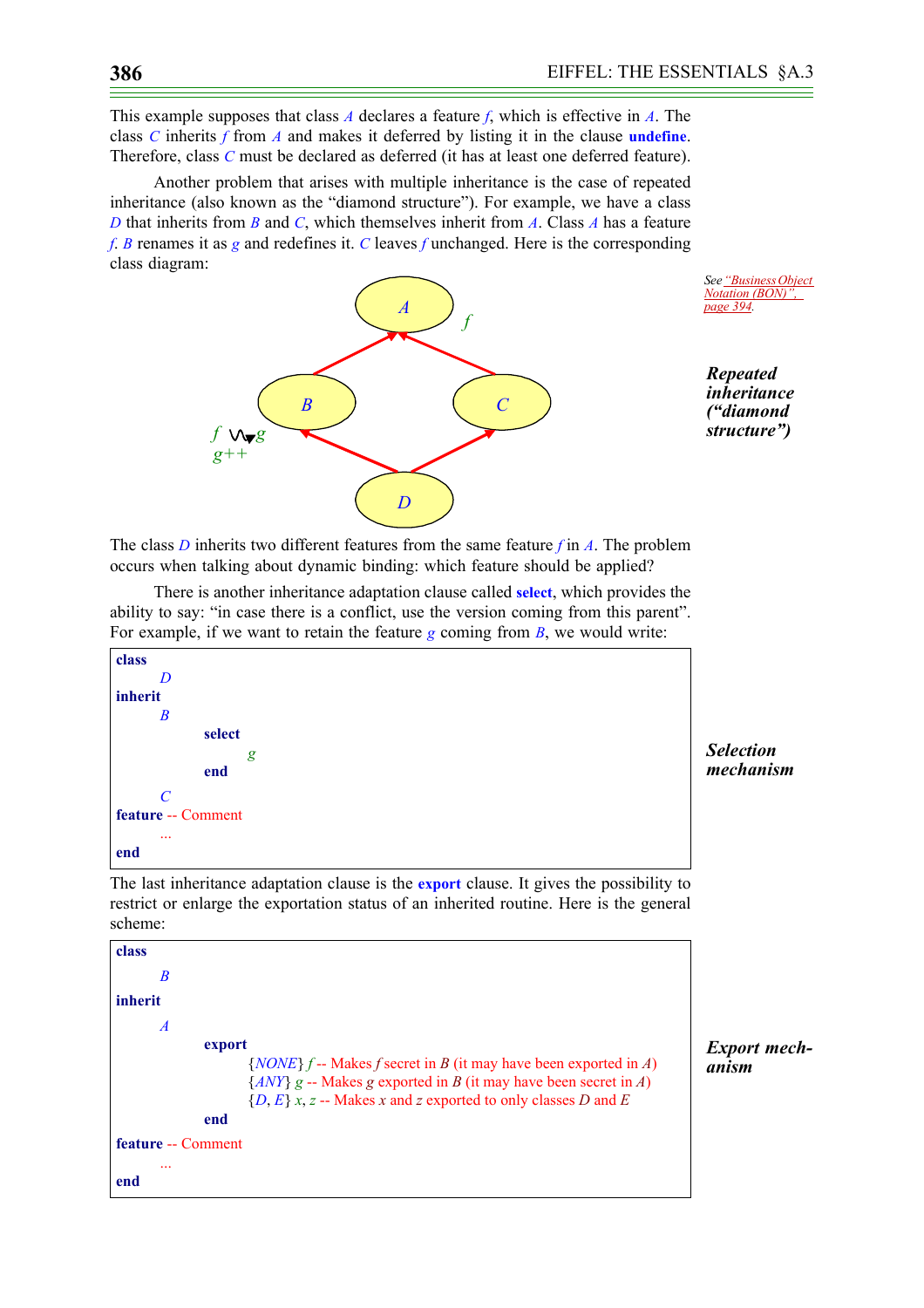This example supposes that class *A* declares a feature *f*, which is effective in *A*. The class *C* inherits *f* from *A* and makes it deferred by listing it in the clause **undefine**. Therefore, class *C* must be declared as deferred (it has at least one deferred feature).

Another problem that arises with multiple inheritance is the case of repeated inheritance (also known as the "diamond structure"). For example, we have a class *D* that inherits from *B* and *C*, which themselves inherit from *A*. Class *A* has a feature *f*. *B* renames it as *g* and redefines it. *C* leaves *f* unchanged. Here is the corresponding class diagram:

*See "Business Object Notation (BON)", page 394.*

***Repeated inheritance ("diamond structure")***

The class *D* inherits two different features from the same feature *f* in *A*. The problem occurs when talking about dynamic binding: which feature should be applied?

There is another inheritance adaptation clause called **select**, which provides the ability to say: "in case there is a conflict, use the version coming from this parent". For example, if we want to retain the feature *g* coming from *B*, we would write:

***Selection mechanism***

```
class
    D
inherit
    B
        select
            g
        end
    C
feature -- Comment
    ...
end
```

The last inheritance adaptation clause is the **export** clause. It gives the possibility to restrict or enlarge the exportation status of an inherited routine. Here is the general scheme:

***Export mechanism***

```
class
    B
inherit
    A
        export
            {NONE} f -- Makes f secret in B (it may have been exported in A)
            {ANY} g -- Makes g exported in B (it may have been secret in A)
            {D, E} x, z -- Makes x and z exported to only classes D and E
        end
feature -- Comment
    ...
end
```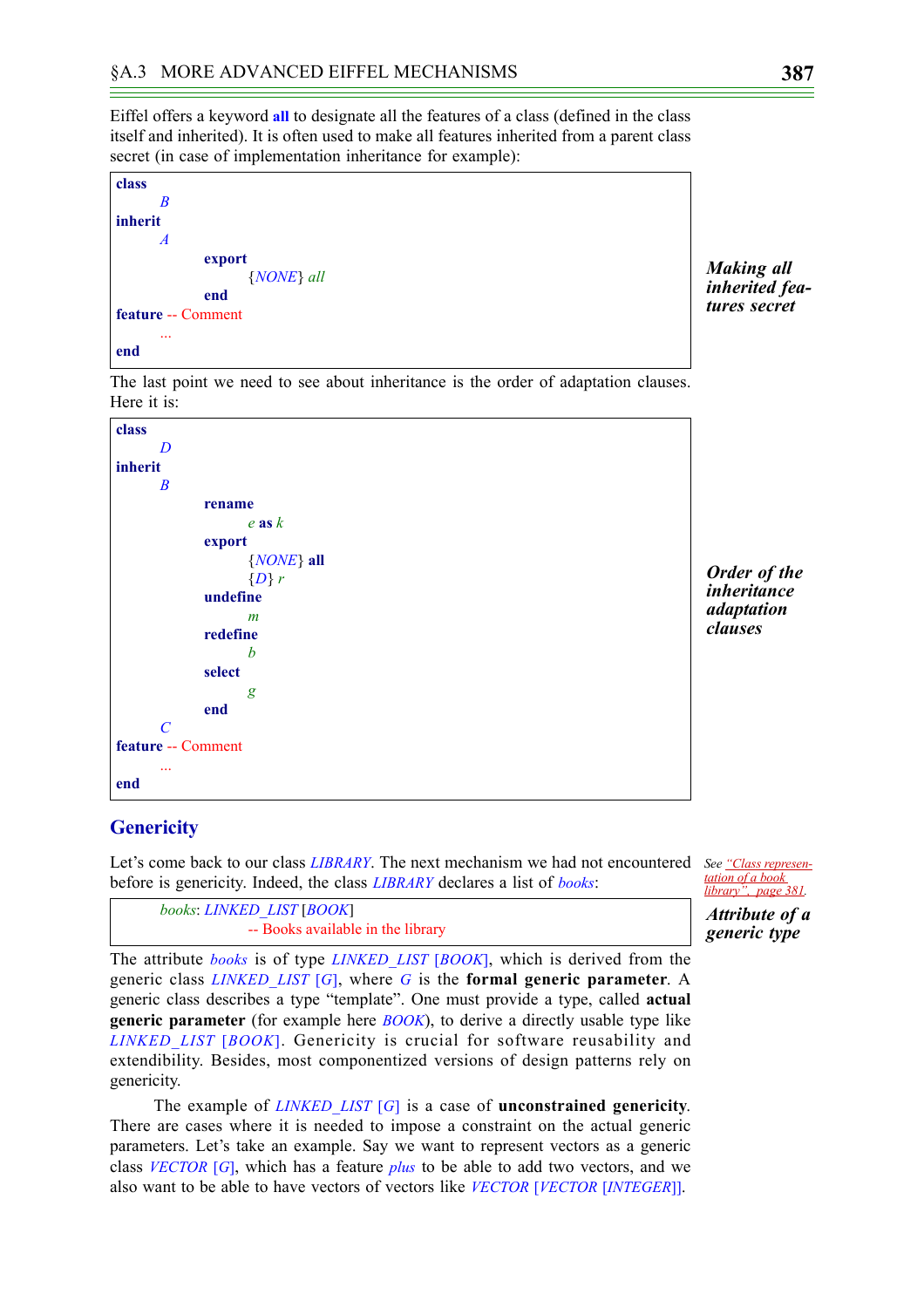Eiffel offers a keyword **all** to designate all the features of a class (defined in the class itself and inherited). It is often used to make all features inherited from a parent class secret (in case of implementation inheritance for example):

***Making all inherited features secret***

```
class
    B
inherit
    A
        export
            {NONE} all
        end
feature -- Comment
    ...
end
```

The last point we need to see about inheritance is the order of adaptation clauses. Here it is:

***Order of the inheritance adaptation clauses***

```
class
    D
inherit
    B
        rename
            e as k
        export
            {NONE} all
            {D} r
        undefine
            m
        redefine
            b
        select
            g
        end
    C
feature -- Comment
    ...
end
```

## Genericity

Let's come back to our class *LIBRARY*. The next mechanism we had not encountered before is genericity. Indeed, the class *LIBRARY* declares a list of *books*:

*See "Class representation of a book library", page 381.*

***Attribute of a generic type***

```
books: LINKED_LIST [BOOK]
        -- Books available in the library
```

The attribute *books* is of type *LINKED_LIST* [*BOOK*], which is derived from the generic class *LINKED_LIST* [*G*], where *G* is the **formal generic parameter**. A generic class describes a type "template". One must provide a type, called **actual generic parameter** (for example here *BOOK*), to derive a directly usable type like *LINKED_LIST* [*BOOK*]. Genericity is crucial for software reusability and extendibility. Besides, most componentized versions of design patterns rely on genericity.

The example of *LINKED_LIST* [*G*] is a case of **unconstrained genericity**. There are cases where it is needed to impose a constraint on the actual generic parameters. Let's take an example. Say we want to represent vectors as a generic class *VECTOR* [*G*], which has a feature *plus* to be able to add two vectors, and we also want to be able to have vectors of vectors like *VECTOR* [*VECTOR* [*INTEGER*]].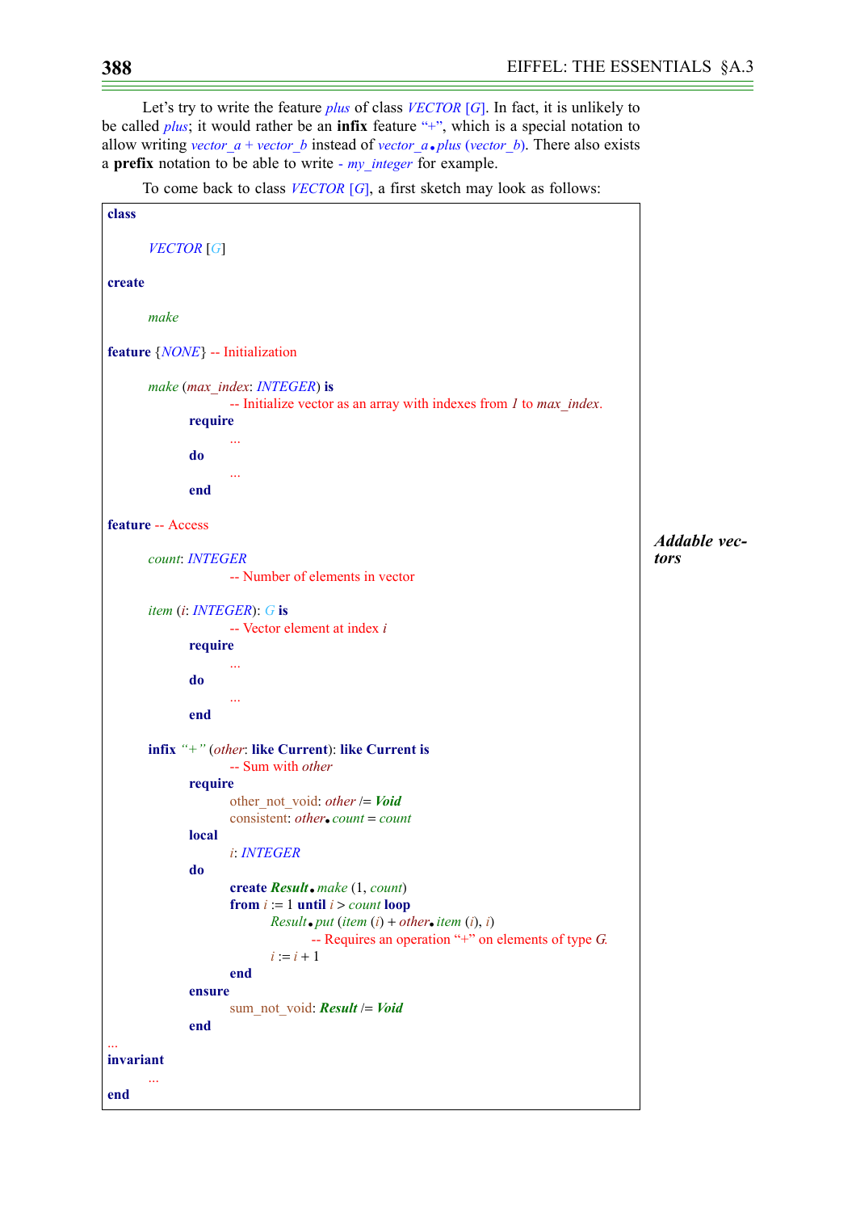Let's try to write the feature *plus* of class *VECTOR* [*G*]. In fact, it is unlikely to be called *plus*; it would rather be an **infix** feature "+", which is a special notation to allow writing *vector_a* + *vector_b* instead of *vector_a*.*plus* (*vector_b*). There also exists a **prefix** notation to be able to write - *my_integer* for example.

To come back to class *VECTOR* [*G*], a first sketch may look as follows:

***Addable vectors***

```
class

    VECTOR [G]

create

    make

feature {NONE} -- Initialization

    make (max_index: INTEGER) is
            -- Initialize vector as an array with indexes from 1 to max_index.
        require
            ...
        do
            ...
        end

feature -- Access

    count: INTEGER
            -- Number of elements in vector

    item (i: INTEGER): G is
            -- Vector element at index i
        require
            ...
        do
            ...
        end

    infix "+" (other: like Current): like Current is
            -- Sum with other
        require
            other_not_void: other /= Void
            consistent: other.count = count
        local
            i: INTEGER
        do
            create Result.make (1, count)
            from i := 1 until i > count loop
                Result.put (item (i) + other.item (i), i)
                        -- Requires an operation "+" on elements of type G.
                i := i + 1
            end
        ensure
            sum_not_void: Result /= Void
        end
...
invariant
    ...
end
```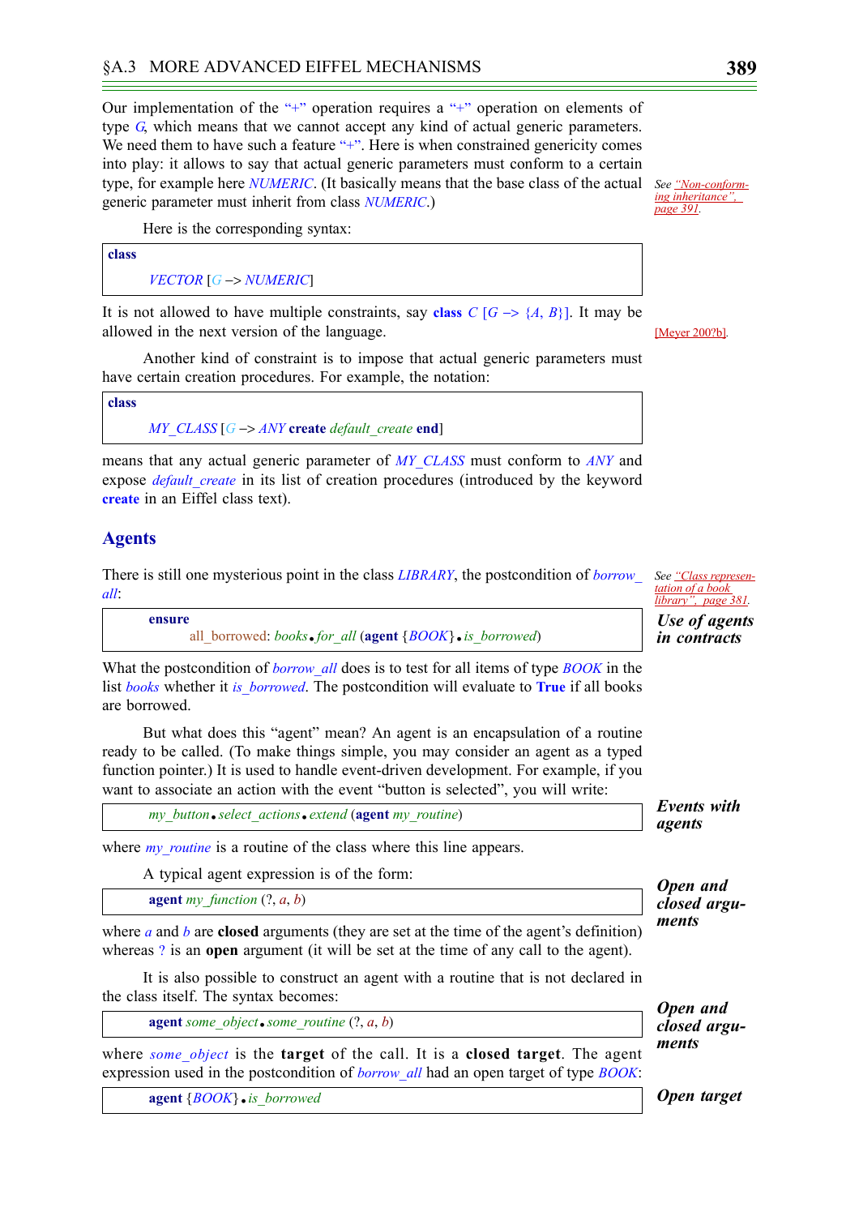Our implementation of the "+" operation requires a "+" operation on elements of type *G*, which means that we cannot accept any kind of actual generic parameters. We need them to have such a feature "+". Here is when constrained genericity comes into play: it allows to say that actual generic parameters must conform to a certain type, for example here *NUMERIC*. (It basically means that the base class of the actual generic parameter must inherit from class *NUMERIC*.)

*See "Non-conforming inheritance", page 391.*

Here is the corresponding syntax:

```
class
    VECTOR [G -> NUMERIC]
```

It is not allowed to have multiple constraints, say **class** *C* [*G* –> {*A*, *B*}]. It may be allowed in the next version of the language.

[Meyer 200?b].

Another kind of constraint is to impose that actual generic parameters must have certain creation procedures. For example, the notation:

```
class
    MY_CLASS [G -> ANY create default_create end]
```

means that any actual generic parameter of *MY_CLASS* must conform to *ANY* and expose *default_create* in its list of creation procedures (introduced by the keyword **create** in an Eiffel class text).

## Agents

There is still one mysterious point in the class *LIBRARY*, the postcondition of *borrow_all*:

*See "Class representation of a book library", page 381.*

***Use of agents in contracts***

```
    ensure
        all_borrowed: books.for_all (agent {BOOK}.is_borrowed)
```

What the postcondition of *borrow_all* does is to test for all items of type *BOOK* in the list *books* whether it *is_borrowed*. The postcondition will evaluate to **True** if all books are borrowed.

But what does this "agent" mean? An agent is an encapsulation of a routine ready to be called. (To make things simple, you may consider an agent as a typed function pointer.) It is used to handle event-driven development. For example, if you want to associate an action with the event "button is selected", you will write:

***Events with agents***

```
    my_button.select_actions.extend (agent my_routine)
```

where *my_routine* is a routine of the class where this line appears.

A typical agent expression is of the form:

***Open and closed arguments***

```
    agent my_function (?, a, b)
```

where *a* and *b* are **closed** arguments (they are set at the time of the agent's definition) whereas ? is an **open** argument (it will be set at the time of any call to the agent).

It is also possible to construct an agent with a routine that is not declared in the class itself. The syntax becomes:

***Open and closed arguments***

```
    agent some_object.some_routine (?, a, b)
```

where *some_object* is the **target** of the call. It is a **closed target**. The agent expression used in the postcondition of *borrow_all* had an open target of type *BOOK*:

***Open target***

```
    agent {BOOK}.is_borrowed
```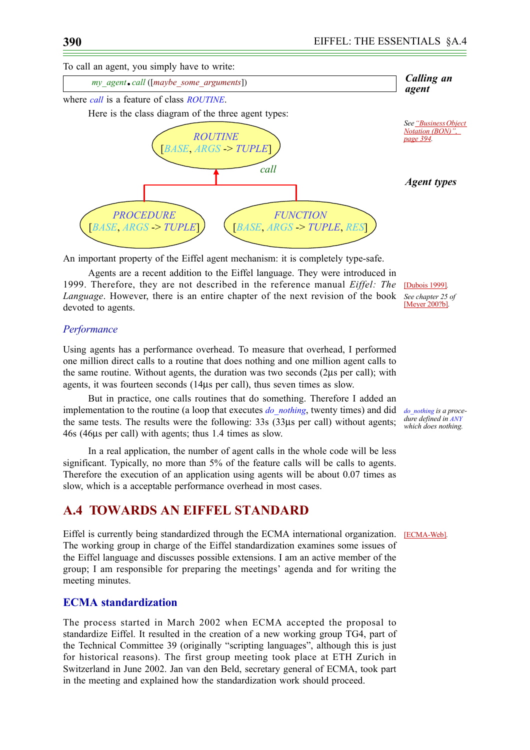To call an agent, you simply have to write:

```
my_agent.call ([maybe_some_arguments])
```

**Calling an agent**

where *call* is a feature of class *ROUTINE*.

Here is the class diagram of the three agent types:

*See "Business Object Notation (BON)", page 394.*

**Agent types**

*ROUTINE [BASE, ARGS -> TUPLE]*

*call*

*PROCEDURE [BASE, ARGS -> TUPLE]*  *FUNCTION [BASE, ARGS -> TUPLE, RES]*

An important property of the Eiffel agent mechanism: it is completely type-safe.

Agents are a recent addition to the Eiffel language. They were introduced in 1999. Therefore, they are not described in the reference manual *Eiffel: The Language*. However, there is an entire chapter of the next revision of the book devoted to agents.

[Dubois 1999].

*See chapter 25 of* [Meyer 200?b].

### Performance

Using agents has a performance overhead. To measure that overhead, I performed one million direct calls to a routine that does nothing and one million agent calls to the same routine. Without agents, the duration was two seconds (2µs per call); with agents, it was fourteen seconds (14µs per call), thus seven times as slow.

But in practice, one calls routines that do something. Therefore I added an implementation to the routine (a loop that executes *do_nothing*, twenty times) and did the same tests. The results were the following: 33s (33µs per call) without agents; 46s (46µs per call) with agents; thus 1.4 times as slow.

*do_nothing is a procedure defined in ANY which does nothing.*

In a real application, the number of agent calls in the whole code will be less significant. Typically, no more than 5% of the feature calls will be calls to agents. Therefore the execution of an application using agents will be about 0.07 times as slow, which is a acceptable performance overhead in most cases.

## A.4 TOWARDS AN EIFFEL STANDARD

Eiffel is currently being standardized through the ECMA international organization. The working group in charge of the Eiffel standardization examines some issues of the Eiffel language and discusses possible extensions. I am an active member of the group; I am responsible for preparing the meetings' agenda and for writing the meeting minutes.

[ECMA-Web].

### ECMA standardization

The process started in March 2002 when ECMA accepted the proposal to standardize Eiffel. It resulted in the creation of a new working group TG4, part of the Technical Committee 39 (originally "scripting languages", although this is just for historical reasons). The first group meeting took place at ETH Zurich in Switzerland in June 2002. Jan van den Beld, secretary general of ECMA, took part in the meeting and explained how the standardization work should proceed.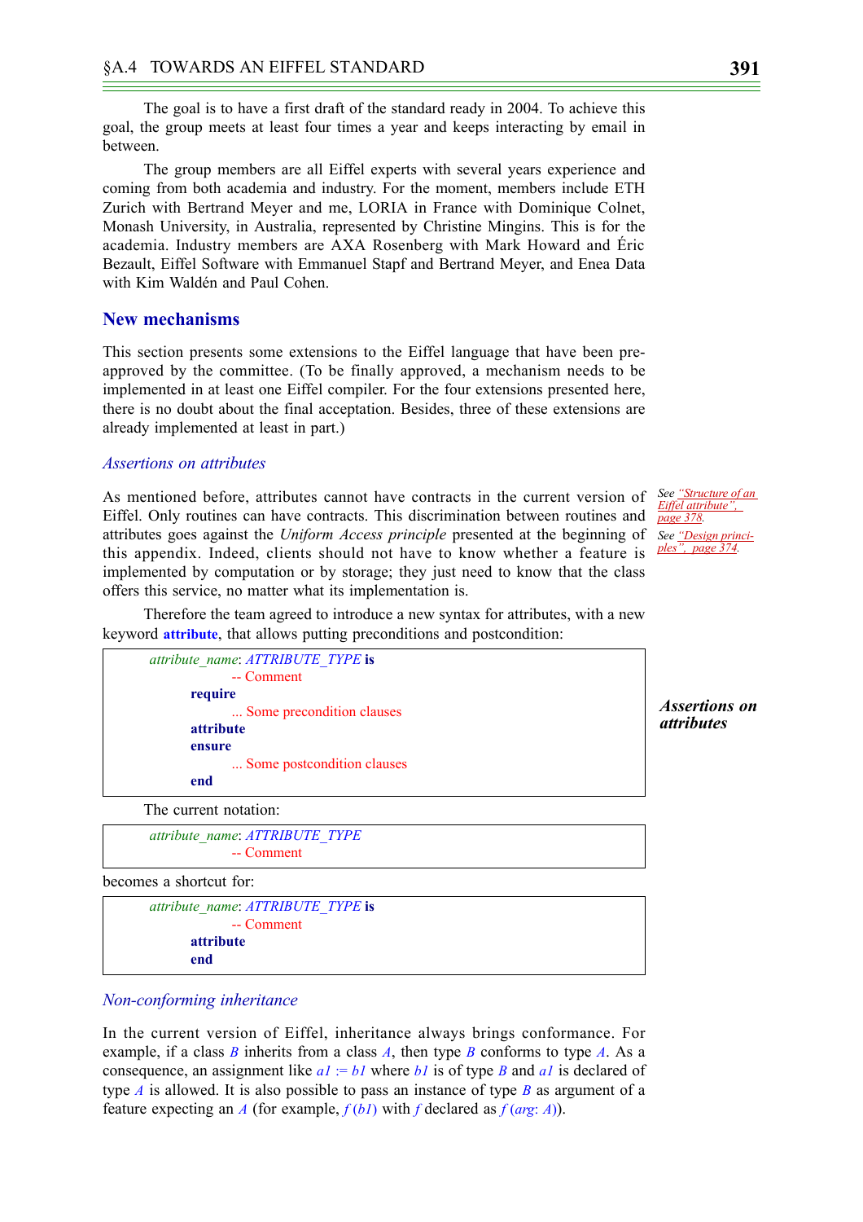The goal is to have a first draft of the standard ready in 2004. To achieve this goal, the group meets at least four times a year and keeps interacting by email in between.

The group members are all Eiffel experts with several years experience and coming from both academia and industry. For the moment, members include ETH Zurich with Bertrand Meyer and me, LORIA in France with Dominique Colnet, Monash University, in Australia, represented by Christine Mingins. This is for the academia. Industry members are AXA Rosenberg with Mark Howard and Éric Bezault, Eiffel Software with Emmanuel Stapf and Bertrand Meyer, and Enea Data with Kim Waldén and Paul Cohen.

## New mechanisms

This section presents some extensions to the Eiffel language that have been pre-approved by the committee. (To be finally approved, a mechanism needs to be implemented in at least one Eiffel compiler. For the four extensions presented here, there is no doubt about the final acceptation. Besides, three of these extensions are already implemented at least in part.)

### *Assertions on attributes*

As mentioned before, attributes cannot have contracts in the current version of Eiffel. Only routines can have contracts. This discrimination between routines and attributes goes against the *Uniform Access principle* presented at the beginning of this appendix. Indeed, clients should not have to know whether a feature is implemented by computation or by storage; they just need to know that the class offers this service, no matter what its implementation is.

*See "Structure of an Eiffel attribute", page 378.*

*See "Design principles", page 374.*

Therefore the team agreed to introduce a new syntax for attributes, with a new keyword **attribute**, that allows putting preconditions and postcondition:

```
attribute_name: ATTRIBUTE_TYPE is
        -- Comment
    require
        ... Some precondition clauses
    attribute
    ensure
        ... Some postcondition clauses
    end
```

***Assertions on attributes***

The current notation:

```
attribute_name: ATTRIBUTE_TYPE
        -- Comment
```

becomes a shortcut for:

```
attribute_name: ATTRIBUTE_TYPE is
        -- Comment
    attribute
    end
```

### *Non-conforming inheritance*

In the current version of Eiffel, inheritance always brings conformance. For example, if a class *B* inherits from a class *A*, then type *B* conforms to type *A*. As a consequence, an assignment like *a1 := b1* where *b1* is of type *B* and *a1* is declared of type *A* is allowed. It is also possible to pass an instance of type *B* as argument of a feature expecting an *A* (for example, *f (b1)* with *f* declared as *f (arg: A)*).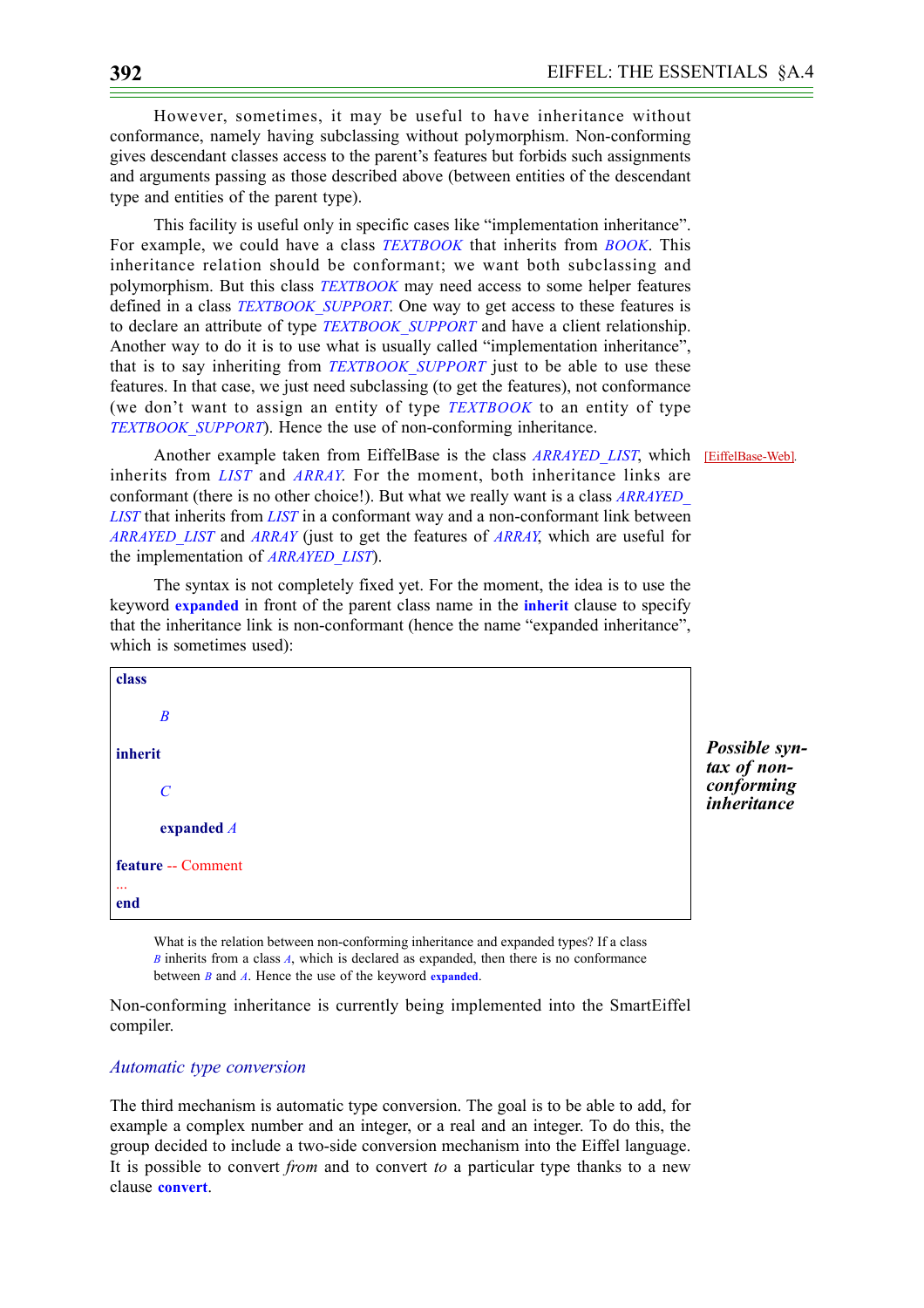However, sometimes, it may be useful to have inheritance without conformance, namely having subclassing without polymorphism. Non-conforming gives descendant classes access to the parent's features but forbids such assignments and arguments passing as those described above (between entities of the descendant type and entities of the parent type).

This facility is useful only in specific cases like "implementation inheritance". For example, we could have a class *TEXTBOOK* that inherits from *BOOK*. This inheritance relation should be conformant; we want both subclassing and polymorphism. But this class *TEXTBOOK* may need access to some helper features defined in a class *TEXTBOOK_SUPPORT*. One way to get access to these features is to declare an attribute of type *TEXTBOOK_SUPPORT* and have a client relationship. Another way to do it is to use what is usually called "implementation inheritance", that is to say inheriting from *TEXTBOOK_SUPPORT* just to be able to use these features. In that case, we just need subclassing (to get the features), not conformance (we don't want to assign an entity of type *TEXTBOOK* to an entity of type *TEXTBOOK_SUPPORT*). Hence the use of non-conforming inheritance.

Another example taken from EiffelBase is the class *ARRAYED_LIST*, which inherits from *LIST* and *ARRAY*. For the moment, both inheritance links are conformant (there is no other choice!). But what we really want is a class *ARRAYED_LIST* that inherits from *LIST* in a conformant way and a non-conformant link between *ARRAYED_LIST* and *ARRAY* (just to get the features of *ARRAY*, which are useful for the implementation of *ARRAYED_LIST*).

[EiffelBase-Web].

The syntax is not completely fixed yet. For the moment, the idea is to use the keyword **expanded** in front of the parent class name in the **inherit** clause to specify that the inheritance link is non-conformant (hence the name "expanded inheritance", which is sometimes used):

```
class
    B
inherit
    C
    expanded A
feature -- Comment
...
end
```

***Possible syntax of non-conforming inheritance***

What is the relation between non-conforming inheritance and expanded types? If a class *B* inherits from a class *A*, which is declared as expanded, then there is no conformance between *B* and *A*. Hence the use of the keyword **expanded**.

Non-conforming inheritance is currently being implemented into the SmartEiffel compiler.

### *Automatic type conversion*

The third mechanism is automatic type conversion. The goal is to be able to add, for example a complex number and an integer, or a real and an integer. To do this, the group decided to include a two-side conversion mechanism into the Eiffel language. It is possible to convert *from* and to convert *to* a particular type thanks to a new clause **convert**.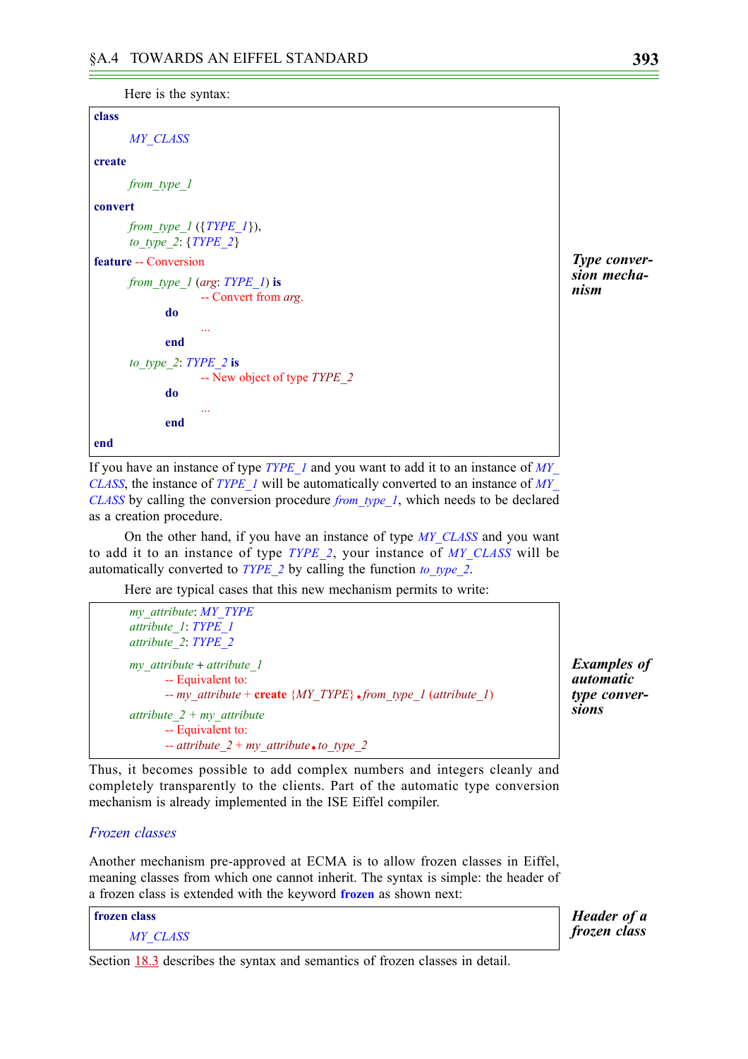Here is the syntax:

```
class
    MY_CLASS
create
    from_type_1
convert
    from_type_1 ({TYPE_1}),
    to_type_2: {TYPE_2}
feature -- Conversion
    from_type_1 (arg: TYPE_1) is
            -- Convert from arg.
        do
            ...
        end
    to_type_2: TYPE_2 is
            -- New object of type TYPE_2
        do
            ...
        end
end
```

*Type conversion mechanism*

If you have an instance of type *TYPE_1* and you want to add it to an instance of *MY_CLASS*, the instance of *TYPE_1* will be automatically converted to an instance of *MY_CLASS* by calling the conversion procedure *from_type_1*, which needs to be declared as a creation procedure.

On the other hand, if you have an instance of type *MY_CLASS* and you want to add it to an instance of type *TYPE_2*, your instance of *MY_CLASS* will be automatically converted to *TYPE_2* by calling the function *to_type_2*.

Here are typical cases that this new mechanism permits to write:

```
    my_attribute: MY_TYPE
    attribute_1: TYPE_1
    attribute_2: TYPE_2

    my_attribute + attribute_1
        -- Equivalent to:
        -- my_attribute + create {MY_TYPE}.from_type_1 (attribute_1)
    attribute_2 + my_attribute
        -- Equivalent to:
        -- attribute_2 + my_attribute.to_type_2
```

*Examples of automatic type conversions*

Thus, it becomes possible to add complex numbers and integers cleanly and completely transparently to the clients. Part of the automatic type conversion mechanism is already implemented in the ISE Eiffel compiler.

### *Frozen classes*

Another mechanism pre-approved at ECMA is to allow frozen classes in Eiffel, meaning classes from which one cannot inherit. The syntax is simple: the header of a frozen class is extended with the keyword **frozen** as shown next:

```
frozen class
    MY_CLASS
```

*Header of a frozen class*

Section 18.3 describes the syntax and semantics of frozen classes in detail.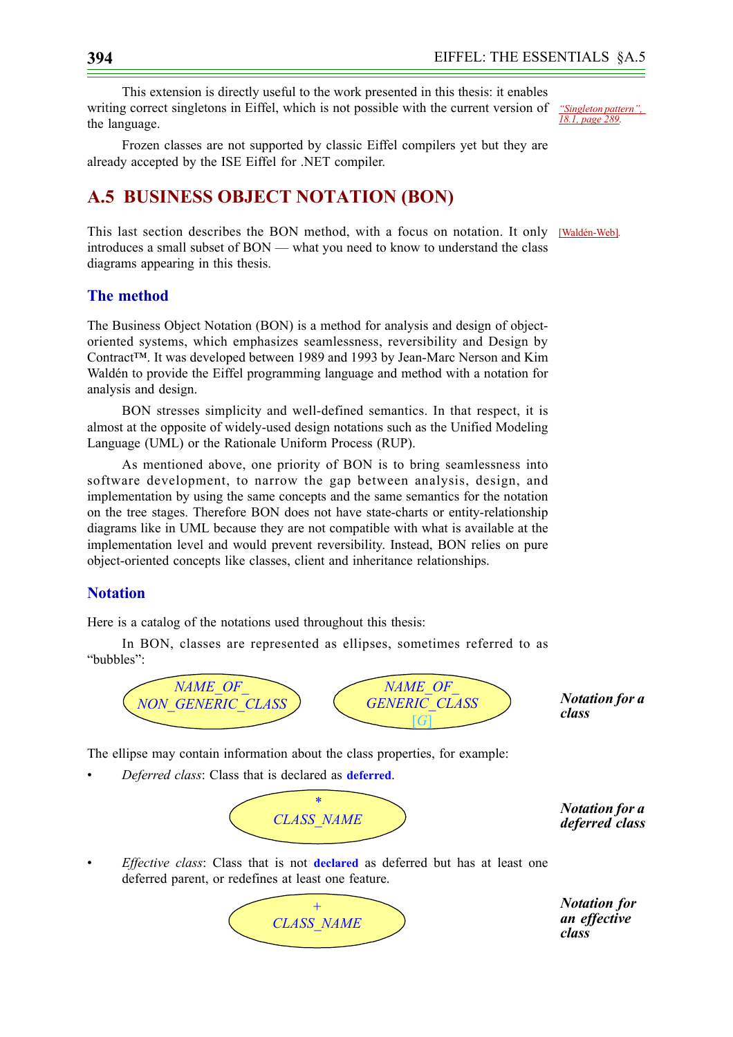This extension is directly useful to the work presented in this thesis: it enables writing correct singletons in Eiffel, which is not possible with the current version of the language.

*"Singleton pattern", 18.1, page 289.*

Frozen classes are not supported by classic Eiffel compilers yet but they are already accepted by the ISE Eiffel for .NET compiler.

## A.5 BUSINESS OBJECT NOTATION (BON)

This last section describes the BON method, with a focus on notation. It only introduces a small subset of BON — what you need to know to understand the class diagrams appearing in this thesis.

[Waldén-Web].

### The method

The Business Object Notation (BON) is a method for analysis and design of object-oriented systems, which emphasizes seamlessness, reversibility and Design by Contract™. It was developed between 1989 and 1993 by Jean-Marc Nerson and Kim Waldén to provide the Eiffel programming language and method with a notation for analysis and design.

BON stresses simplicity and well-defined semantics. In that respect, it is almost at the opposite of widely-used design notations such as the Unified Modeling Language (UML) or the Rationale Uniform Process (RUP).

As mentioned above, one priority of BON is to bring seamlessness into software development, to narrow the gap between analysis, design, and implementation by using the same concepts and the same semantics for the notation on the tree stages. Therefore BON does not have state-charts or entity-relationship diagrams like in UML because they are not compatible with what is available at the implementation level and would prevent reversibility. Instead, BON relies on pure object-oriented concepts like classes, client and inheritance relationships.

### Notation

Here is a catalog of the notations used throughout this thesis:

In BON, classes are represented as ellipses, sometimes referred to as "bubbles":

NAME_OF_ NON_GENERIC_CLASS     NAME_OF_ GENERIC_CLASS [G]

***Notation for a class***

The ellipse may contain information about the class properties, for example:

- *Deferred class*: Class that is declared as **deferred**.

\* CLASS_NAME

***Notation for a deferred class***

- *Effective class*: Class that is not **declared** as deferred but has at least one deferred parent, or redefines at least one feature.

\+ CLASS_NAME

***Notation for an effective class***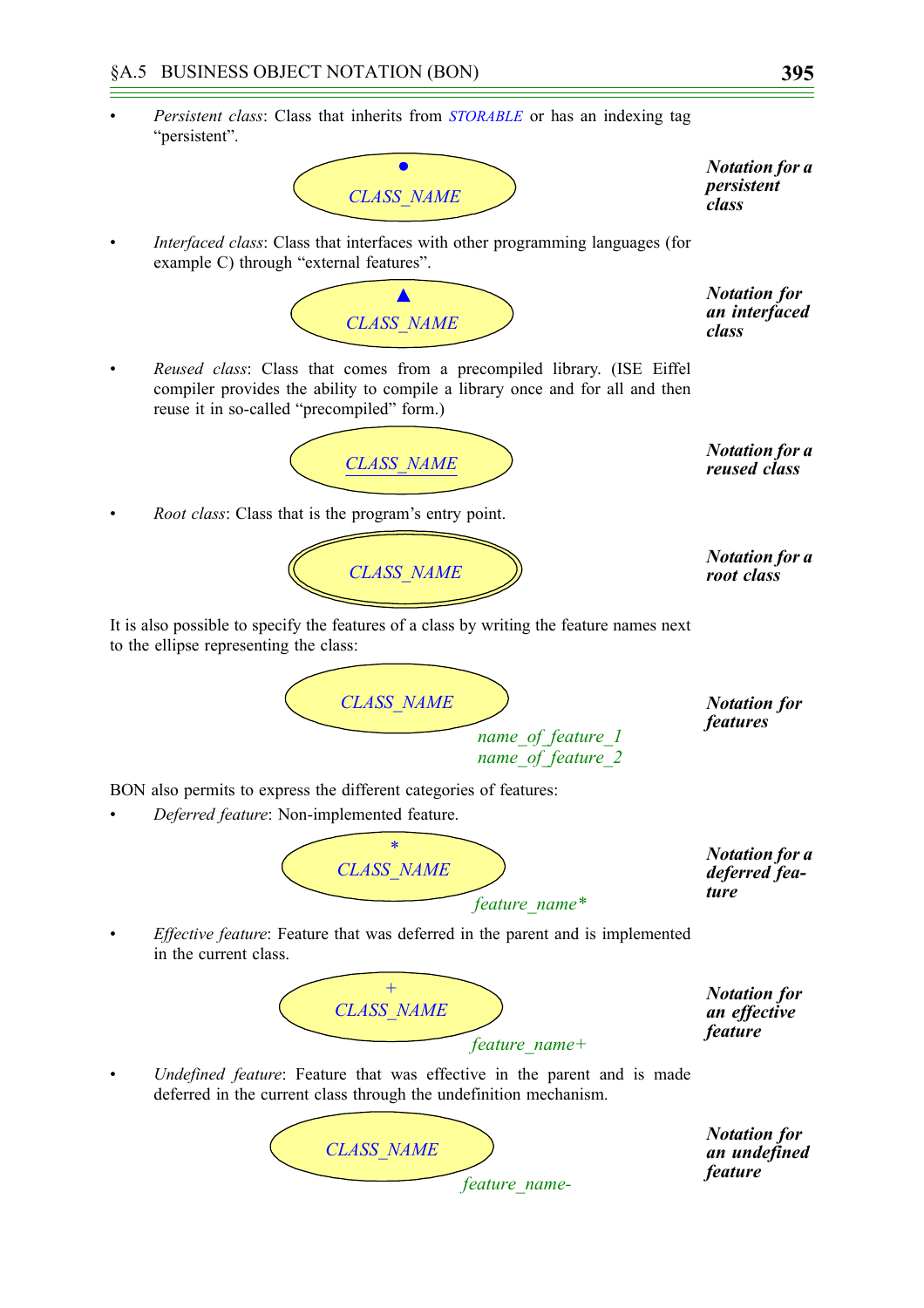- *Persistent class*: Class that inherits from *STORABLE* or has an indexing tag "persistent".

●
CLASS_NAME

***Notation for a persistent class***

- *Interfaced class*: Class that interfaces with other programming languages (for example C) through "external features".

▲
CLASS_NAME

***Notation for an interfaced class***

- *Reused class*: Class that comes from a precompiled library. (ISE Eiffel compiler provides the ability to compile a library once and for all and then reuse it in so-called "precompiled" form.)

CLASS_NAME

***Notation for a reused class***

- *Root class*: Class that is the program's entry point.

CLASS_NAME

***Notation for a root class***

It is also possible to specify the features of a class by writing the feature names next to the ellipse representing the class:

CLASS_NAME

*name_of_feature_1*
*name_of_feature_2*

***Notation for features***

BON also permits to express the different categories of features:

- *Deferred feature*: Non-implemented feature.

*
CLASS_NAME

*feature_name**

***Notation for a deferred feature***

- *Effective feature*: Feature that was deferred in the parent and is implemented in the current class.

+
CLASS_NAME

*feature_name+*

***Notation for an effective feature***

- *Undefined feature*: Feature that was effective in the parent and is made deferred in the current class through the undefinition mechanism.

CLASS_NAME

*feature_name-*

***Notation for an undefined feature***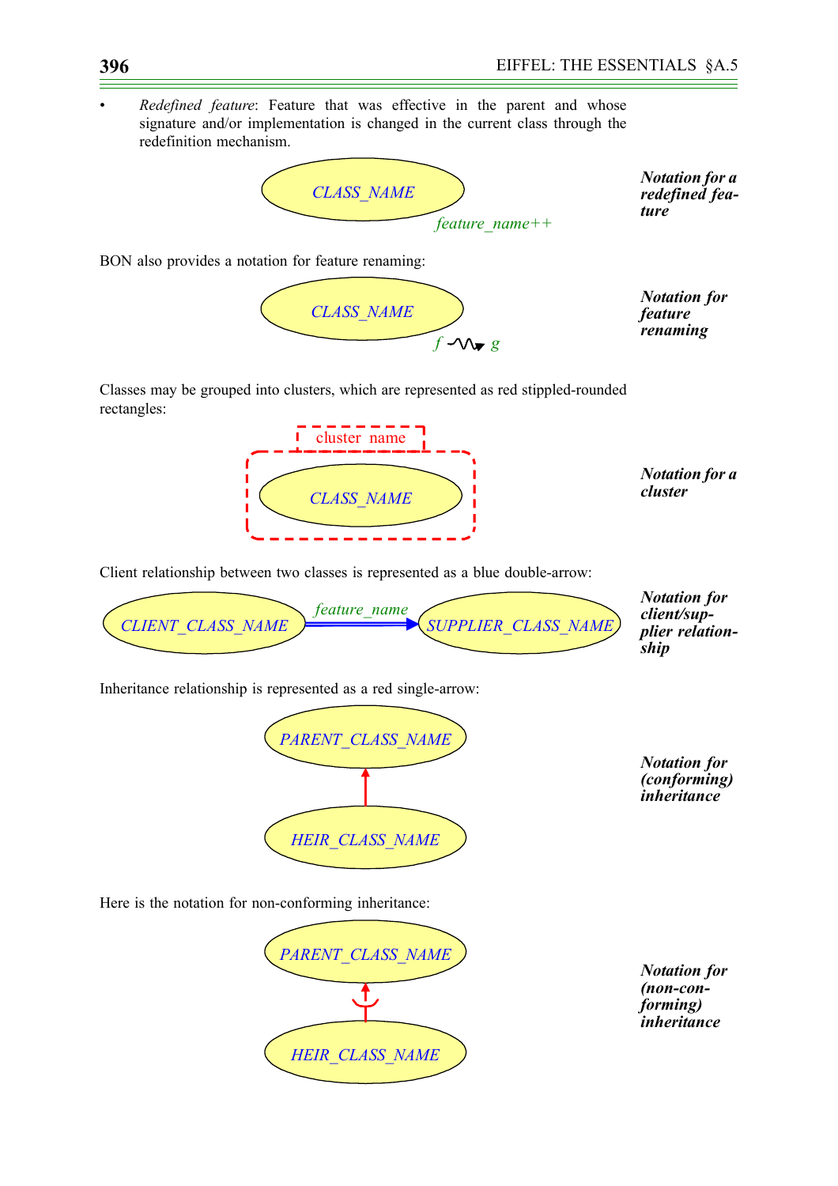- *Redefined feature*: Feature that was effective in the parent and whose signature and/or implementation is changed in the current class through the redefinition mechanism.

***Notation for a redefined feature***

CLASS_NAME

feature_name++

BON also provides a notation for feature renaming:

***Notation for feature renaming***

CLASS_NAME

f g

Classes may be grouped into clusters, which are represented as red stippled-rounded rectangles:

***Notation for a cluster***

cluster name

CLASS_NAME

Client relationship between two classes is represented as a blue double-arrow:

***Notation for client/supplier relationship***

CLIENT_CLASS_NAME

feature_name

SUPPLIER_CLASS_NAME

Inheritance relationship is represented as a red single-arrow:

***Notation for (conforming) inheritance***

PARENT_CLASS_NAME

HEIR_CLASS_NAME

Here is the notation for non-conforming inheritance:

***Notation for (non-conforming) inheritance***

PARENT_CLASS_NAME

HEIR_CLASS_NAME